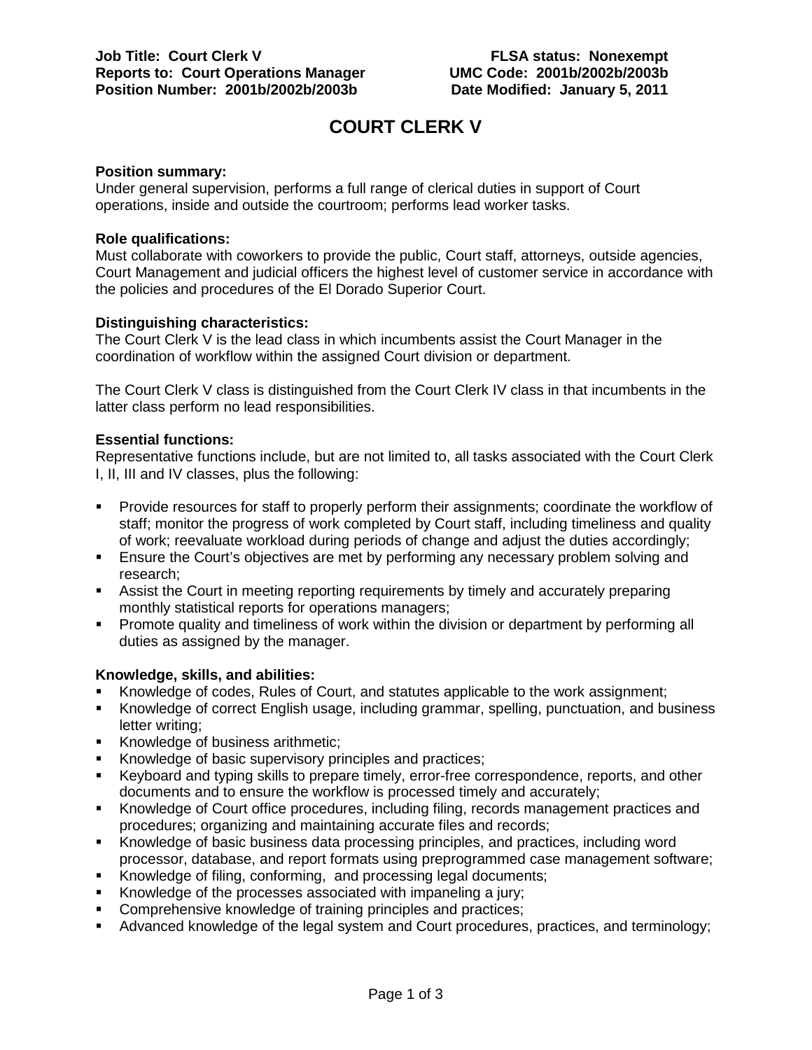**Job Title: Court Clerk V**
**Reports to: Court Operations Manager**
**Position Number: 2001b/2002b/2003b**

**FLSA status: Nonexempt**
**UMC Code: 2001b/2002b/2003b**
**Date Modified: January 5, 2011**

# COURT CLERK V

**Position summary:**
Under general supervision, performs a full range of clerical duties in support of Court operations, inside and outside the courtroom; performs lead worker tasks.

**Role qualifications:**
Must collaborate with coworkers to provide the public, Court staff, attorneys, outside agencies, Court Management and judicial officers the highest level of customer service in accordance with the policies and procedures of the El Dorado Superior Court.

**Distinguishing characteristics:**
The Court Clerk V is the lead class in which incumbents assist the Court Manager in the coordination of workflow within the assigned Court division or department.

The Court Clerk V class is distinguished from the Court Clerk IV class in that incumbents in the latter class perform no lead responsibilities.

**Essential functions:**
Representative functions include, but are not limited to, all tasks associated with the Court Clerk I, II, III and IV classes, plus the following:

- Provide resources for staff to properly perform their assignments; coordinate the workflow of staff; monitor the progress of work completed by Court staff, including timeliness and quality of work; reevaluate workload during periods of change and adjust the duties accordingly;
- Ensure the Court's objectives are met by performing any necessary problem solving and research;
- Assist the Court in meeting reporting requirements by timely and accurately preparing monthly statistical reports for operations managers;
- Promote quality and timeliness of work within the division or department by performing all duties as assigned by the manager.

**Knowledge, skills, and abilities:**
- Knowledge of codes, Rules of Court, and statutes applicable to the work assignment;
- Knowledge of correct English usage, including grammar, spelling, punctuation, and business letter writing;
- Knowledge of business arithmetic;
- Knowledge of basic supervisory principles and practices;
- Keyboard and typing skills to prepare timely, error-free correspondence, reports, and other documents and to ensure the workflow is processed timely and accurately;
- Knowledge of Court office procedures, including filing, records management practices and procedures; organizing and maintaining accurate files and records;
- Knowledge of basic business data processing principles, and practices, including word processor, database, and report formats using preprogrammed case management software;
- Knowledge of filing, conforming, and processing legal documents;
- Knowledge of the processes associated with impaneling a jury;
- Comprehensive knowledge of training principles and practices;
- Advanced knowledge of the legal system and Court procedures, practices, and terminology;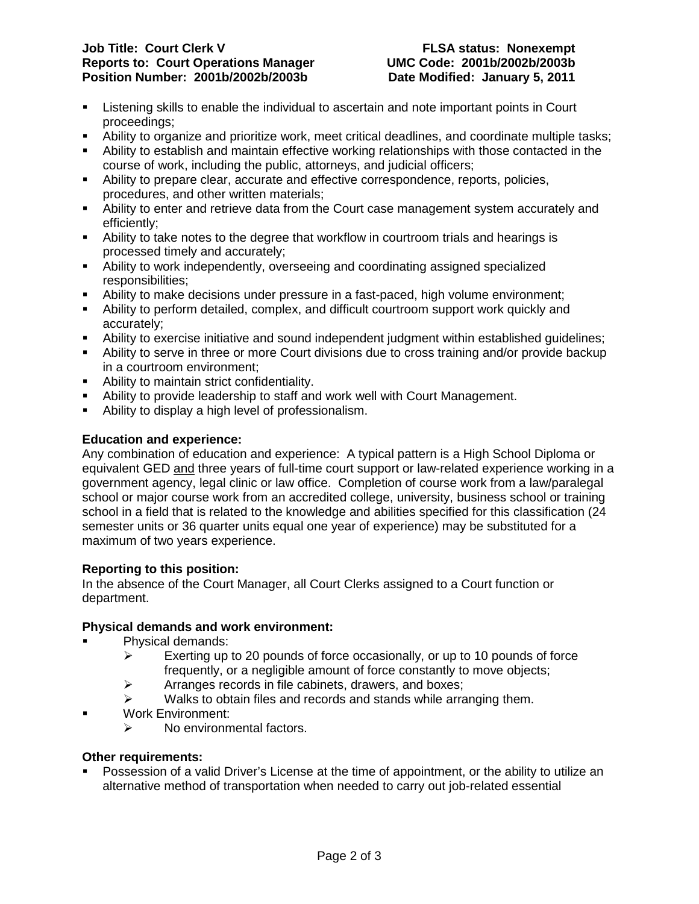- Listening skills to enable the individual to ascertain and note important points in Court proceedings;
- Ability to organize and prioritize work, meet critical deadlines, and coordinate multiple tasks;
- Ability to establish and maintain effective working relationships with those contacted in the course of work, including the public, attorneys, and judicial officers;
- Ability to prepare clear, accurate and effective correspondence, reports, policies, procedures, and other written materials;
- Ability to enter and retrieve data from the Court case management system accurately and efficiently;
- Ability to take notes to the degree that workflow in courtroom trials and hearings is processed timely and accurately;
- Ability to work independently, overseeing and coordinating assigned specialized responsibilities;
- Ability to make decisions under pressure in a fast-paced, high volume environment;
- Ability to perform detailed, complex, and difficult courtroom support work quickly and accurately;
- Ability to exercise initiative and sound independent judgment within established guidelines;
- Ability to serve in three or more Court divisions due to cross training and/or provide backup in a courtroom environment;
- Ability to maintain strict confidentiality.
- Ability to provide leadership to staff and work well with Court Management.
- Ability to display a high level of professionalism.

**Education and experience:**

Any combination of education and experience: A typical pattern is a High School Diploma or equivalent GED and three years of full-time court support or law-related experience working in a government agency, legal clinic or law office. Completion of course work from a law/paralegal school or major course work from an accredited college, university, business school or training school in a field that is related to the knowledge and abilities specified for this classification (24 semester units or 36 quarter units equal one year of experience) may be substituted for a maximum of two years experience.

**Reporting to this position:**

In the absence of the Court Manager, all Court Clerks assigned to a Court function or department.

**Physical demands and work environment:**

- Physical demands:
  - Exerting up to 20 pounds of force occasionally, or up to 10 pounds of force frequently, or a negligible amount of force constantly to move objects;
  - Arranges records in file cabinets, drawers, and boxes;
  - Walks to obtain files and records and stands while arranging them.
- Work Environment:
  - No environmental factors.

**Other requirements:**

- Possession of a valid Driver's License at the time of appointment, or the ability to utilize an alternative method of transportation when needed to carry out job-related essential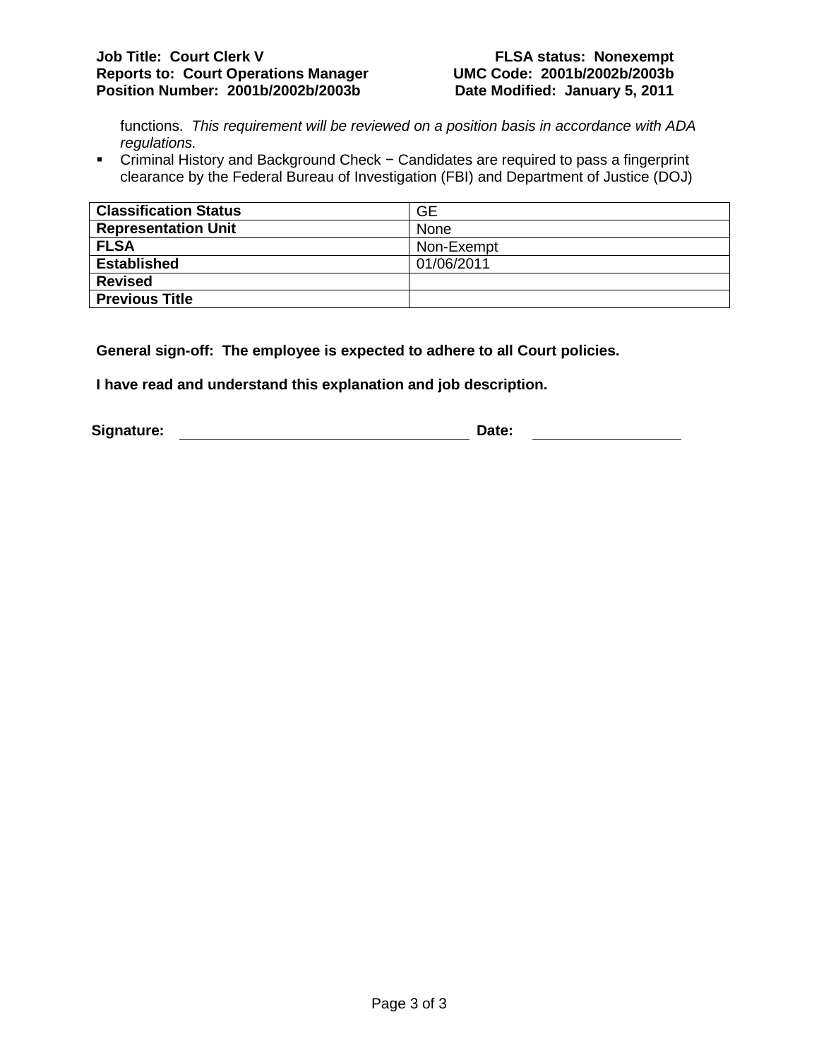functions. *This requirement will be reviewed on a position basis in accordance with ADA regulations.*

- Criminal History and Background Check − Candidates are required to pass a fingerprint clearance by the Federal Bureau of Investigation (FBI) and Department of Justice (DOJ)

| | |
|---|---|
| **Classification Status** | GE |
| **Representation Unit** | None |
| **FLSA** | Non-Exempt |
| **Established** | 01/06/2011 |
| **Revised** | |
| **Previous Title** | |

**General sign-off: The employee is expected to adhere to all Court policies.**

**I have read and understand this explanation and job description.**

**Signature:** ______________________________ **Date:** ________________